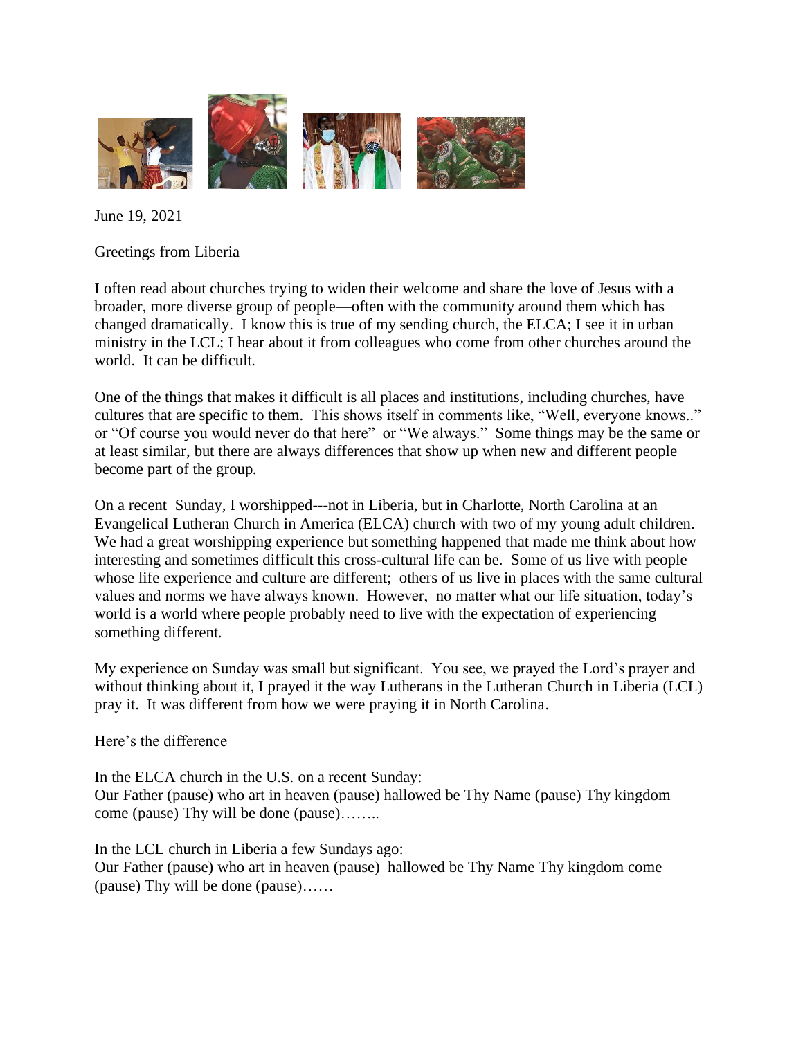June 19, 2021

Greetings from Liberia

I often read about churches trying to widen their welcome and share the love of Jesus with a broader, more diverse group of people—often with the community around them which has changed dramatically. I know this is true of my sending church, the ELCA; I see it in urban ministry in the LCL; I hear about it from colleagues who come from other churches around the world. It can be difficult.

One of the things that makes it difficult is all places and institutions, including churches, have cultures that are specific to them. This shows itself in comments like, "Well, everyone knows.." or "Of course you would never do that here" or "We always." Some things may be the same or at least similar, but there are always differences that show up when new and different people become part of the group.

On a recent Sunday, I worshipped---not in Liberia, but in Charlotte, North Carolina at an Evangelical Lutheran Church in America (ELCA) church with two of my young adult children. We had a great worshipping experience but something happened that made me think about how interesting and sometimes difficult this cross-cultural life can be. Some of us live with people whose life experience and culture are different; others of us live in places with the same cultural values and norms we have always known. However, no matter what our life situation, today's world is a world where people probably need to live with the expectation of experiencing something different.

My experience on Sunday was small but significant. You see, we prayed the Lord's prayer and without thinking about it, I prayed it the way Lutherans in the Lutheran Church in Liberia (LCL) pray it. It was different from how we were praying it in North Carolina.

Here's the difference

In the ELCA church in the U.S. on a recent Sunday:
Our Father (pause) who art in heaven (pause) hallowed be Thy Name (pause) Thy kingdom come (pause) Thy will be done (pause)……..

In the LCL church in Liberia a few Sundays ago:
Our Father (pause) who art in heaven (pause) hallowed be Thy Name Thy kingdom come (pause) Thy will be done (pause)……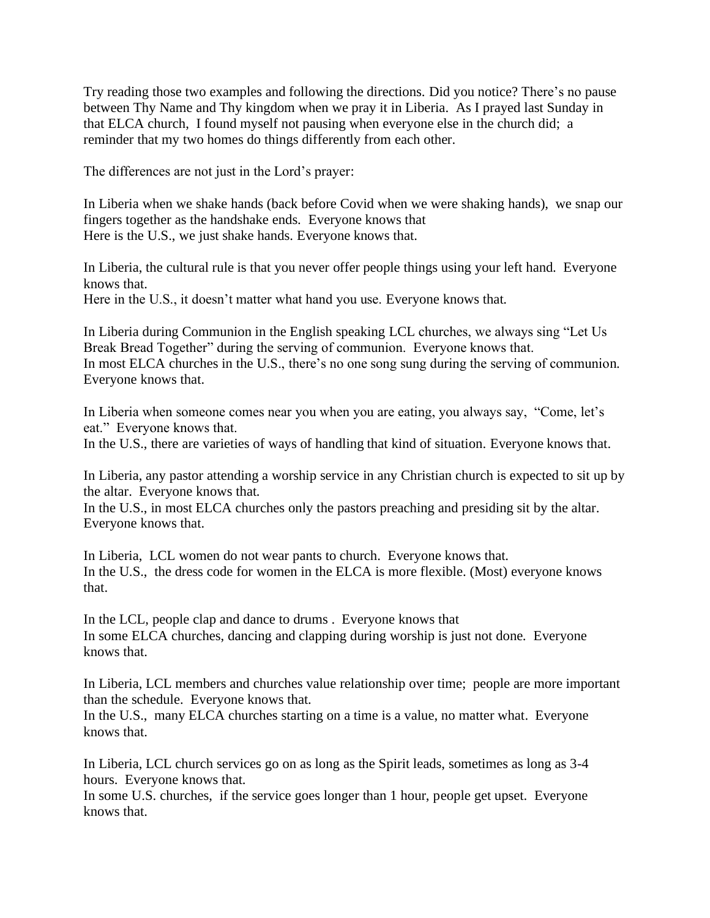Try reading those two examples and following the directions. Did you notice? There's no pause between Thy Name and Thy kingdom when we pray it in Liberia. As I prayed last Sunday in that ELCA church, I found myself not pausing when everyone else in the church did; a reminder that my two homes do things differently from each other.

The differences are not just in the Lord's prayer:

In Liberia when we shake hands (back before Covid when we were shaking hands), we snap our fingers together as the handshake ends. Everyone knows that
Here is the U.S., we just shake hands. Everyone knows that.

In Liberia, the cultural rule is that you never offer people things using your left hand. Everyone knows that.
Here in the U.S., it doesn't matter what hand you use. Everyone knows that.

In Liberia during Communion in the English speaking LCL churches, we always sing "Let Us Break Bread Together" during the serving of communion. Everyone knows that.
In most ELCA churches in the U.S., there's no one song sung during the serving of communion. Everyone knows that.

In Liberia when someone comes near you when you are eating, you always say, "Come, let's eat." Everyone knows that.
In the U.S., there are varieties of ways of handling that kind of situation. Everyone knows that.

In Liberia, any pastor attending a worship service in any Christian church is expected to sit up by the altar. Everyone knows that.
In the U.S., in most ELCA churches only the pastors preaching and presiding sit by the altar. Everyone knows that.

In Liberia, LCL women do not wear pants to church. Everyone knows that.
In the U.S., the dress code for women in the ELCA is more flexible. (Most) everyone knows that.

In the LCL, people clap and dance to drums . Everyone knows that
In some ELCA churches, dancing and clapping during worship is just not done. Everyone knows that.

In Liberia, LCL members and churches value relationship over time; people are more important than the schedule. Everyone knows that.
In the U.S., many ELCA churches starting on a time is a value, no matter what. Everyone knows that.

In Liberia, LCL church services go on as long as the Spirit leads, sometimes as long as 3-4 hours. Everyone knows that.
In some U.S. churches, if the service goes longer than 1 hour, people get upset. Everyone knows that.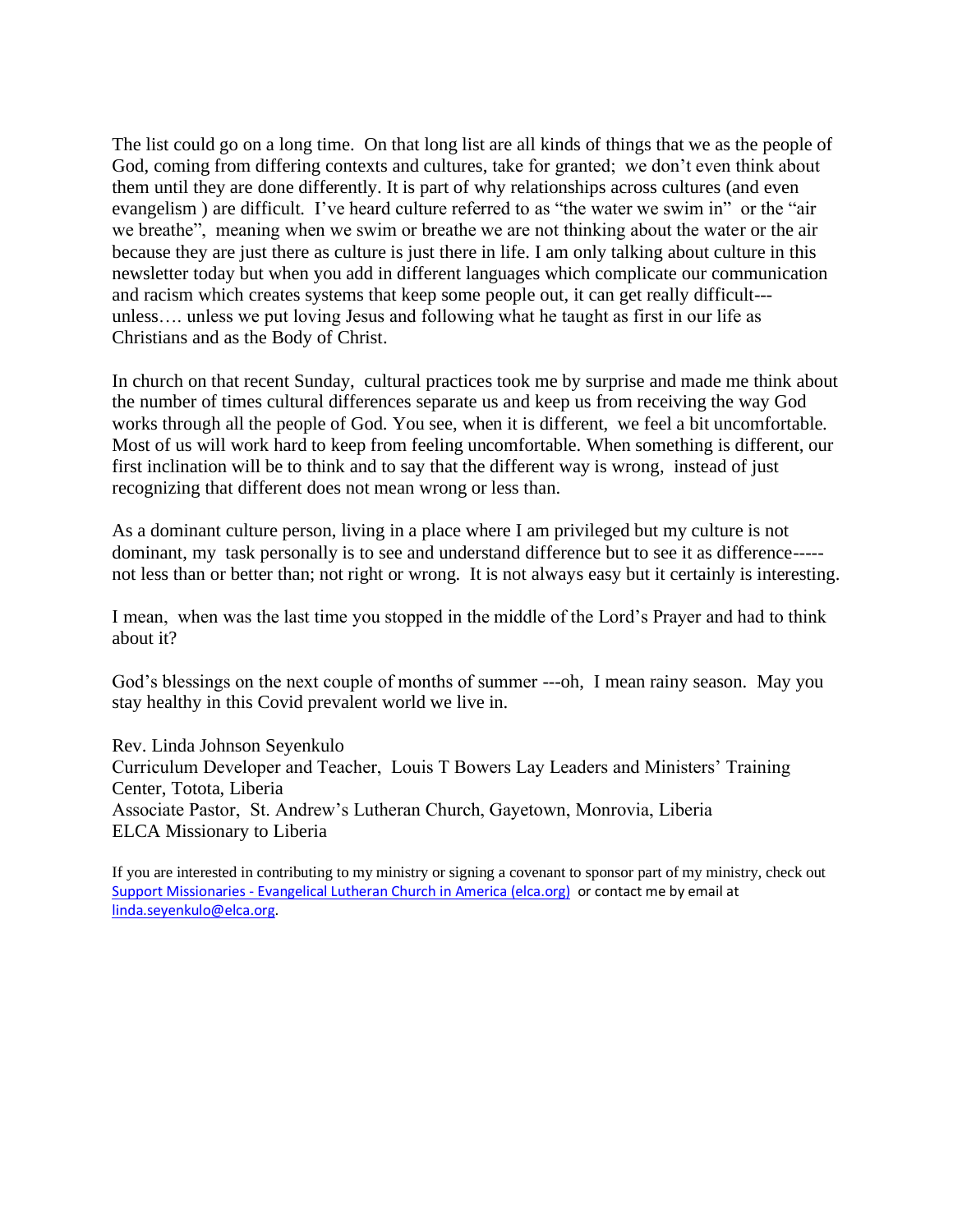The list could go on a long time. On that long list are all kinds of things that we as the people of God, coming from differing contexts and cultures, take for granted; we don't even think about them until they are done differently. It is part of why relationships across cultures (and even evangelism ) are difficult. I've heard culture referred to as "the water we swim in" or the "air we breathe", meaning when we swim or breathe we are not thinking about the water or the air because they are just there as culture is just there in life. I am only talking about culture in this newsletter today but when you add in different languages which complicate our communication and racism which creates systems that keep some people out, it can get really difficult---unless…. unless we put loving Jesus and following what he taught as first in our life as Christians and as the Body of Christ.

In church on that recent Sunday, cultural practices took me by surprise and made me think about the number of times cultural differences separate us and keep us from receiving the way God works through all the people of God. You see, when it is different, we feel a bit uncomfortable. Most of us will work hard to keep from feeling uncomfortable. When something is different, our first inclination will be to think and to say that the different way is wrong, instead of just recognizing that different does not mean wrong or less than.

As a dominant culture person, living in a place where I am privileged but my culture is not dominant, my task personally is to see and understand difference but to see it as difference-----not less than or better than; not right or wrong. It is not always easy but it certainly is interesting.

I mean, when was the last time you stopped in the middle of the Lord's Prayer and had to think about it?

God's blessings on the next couple of months of summer ---oh, I mean rainy season. May you stay healthy in this Covid prevalent world we live in.

Rev. Linda Johnson Seyenkulo
Curriculum Developer and Teacher, Louis T Bowers Lay Leaders and Ministers' Training Center, Totota, Liberia
Associate Pastor, St. Andrew's Lutheran Church, Gayetown, Monrovia, Liberia
ELCA Missionary to Liberia

If you are interested in contributing to my ministry or signing a covenant to sponsor part of my ministry, check out [Support Missionaries - Evangelical Lutheran Church in America (elca.org)] or contact me by email at linda.seyenkulo@elca.org.